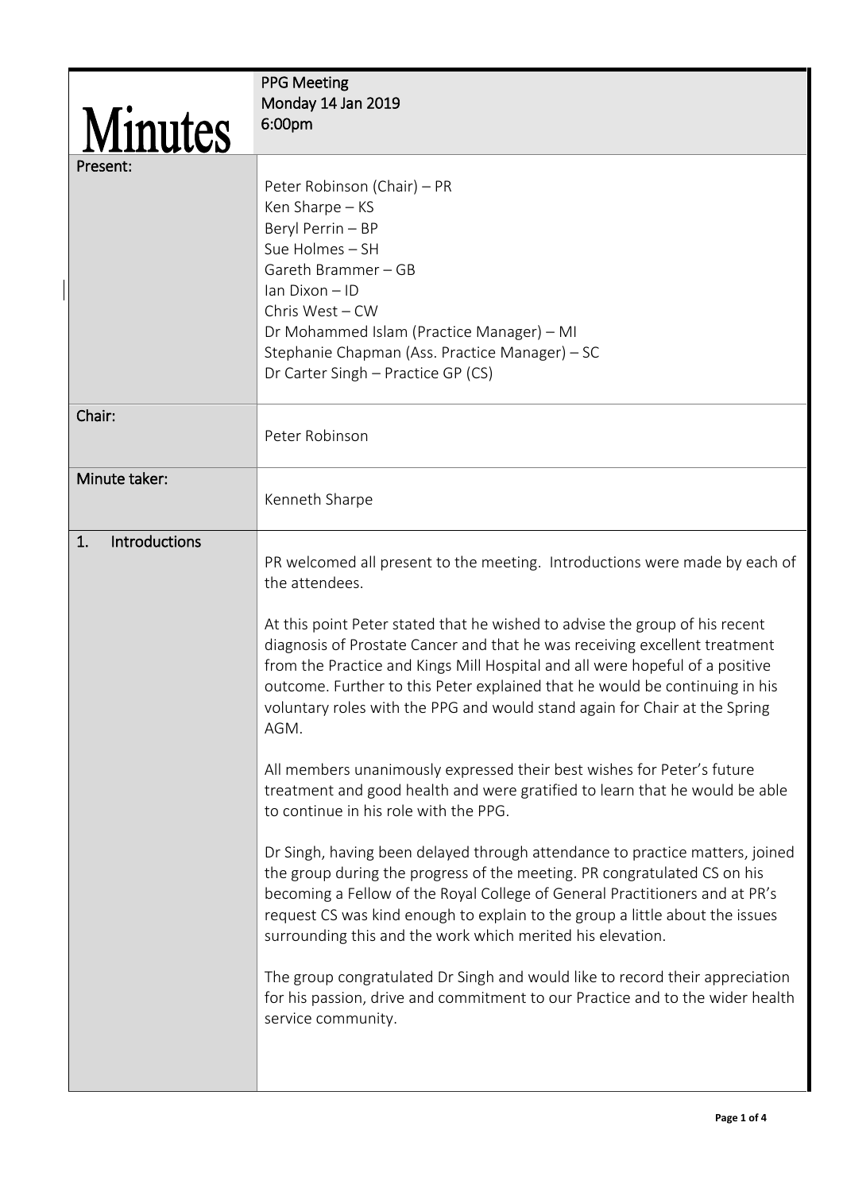# Minutes

| | PPG Meeting<br>Monday 14 Jan 2019<br>6:00pm |
|---|---|
| **Present:** | Peter Robinson (Chair) – PR<br>Ken Sharpe – KS<br>Beryl Perrin – BP<br>Sue Holmes – SH<br>Gareth Brammer – GB<br>Ian Dixon – ID<br>Chris West – CW<br>Dr Mohammed Islam (Practice Manager) – MI<br>Stephanie Chapman (Ass. Practice Manager) – SC<br>Dr Carter Singh – Practice GP (CS) |
| **Chair:** | Peter Robinson |
| **Minute taker:** | Kenneth Sharpe |

## 1. Introductions

PR welcomed all present to the meeting. Introductions were made by each of the attendees.

At this point Peter stated that he wished to advise the group of his recent diagnosis of Prostate Cancer and that he was receiving excellent treatment from the Practice and Kings Mill Hospital and all were hopeful of a positive outcome. Further to this Peter explained that he would be continuing in his voluntary roles with the PPG and would stand again for Chair at the Spring AGM.

All members unanimously expressed their best wishes for Peter's future treatment and good health and were gratified to learn that he would be able to continue in his role with the PPG.

Dr Singh, having been delayed through attendance to practice matters, joined the group during the progress of the meeting. PR congratulated CS on his becoming a Fellow of the Royal College of General Practitioners and at PR's request CS was kind enough to explain to the group a little about the issues surrounding this and the work which merited his elevation.

The group congratulated Dr Singh and would like to record their appreciation for his passion, drive and commitment to our Practice and to the wider health service community.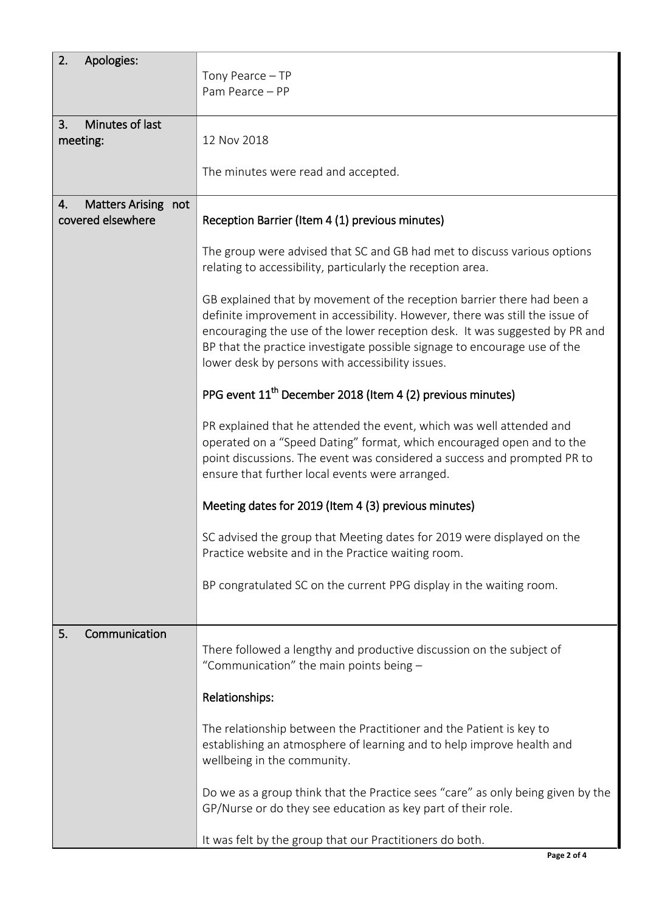| | |
|---|---|
| **2. Apologies:** | Tony Pearce – TP<br>Pam Pearce – PP |
| **3. Minutes of last meeting:** | 12 Nov 2018<br><br>The minutes were read and accepted. |
| **4. Matters Arising not covered elsewhere** | **Reception Barrier (Item 4 (1) previous minutes)**<br><br>The group were advised that SC and GB had met to discuss various options relating to accessibility, particularly the reception area.<br><br>GB explained that by movement of the reception barrier there had been a definite improvement in accessibility. However, there was still the issue of encouraging the use of the lower reception desk. It was suggested by PR and BP that the practice investigate possible signage to encourage use of the lower desk by persons with accessibility issues.<br><br>**PPG event 11th December 2018 (Item 4 (2) previous minutes)**<br><br>PR explained that he attended the event, which was well attended and operated on a "Speed Dating" format, which encouraged open and to the point discussions. The event was considered a success and prompted PR to ensure that further local events were arranged.<br><br>**Meeting dates for 2019 (Item 4 (3) previous minutes)**<br><br>SC advised the group that Meeting dates for 2019 were displayed on the Practice website and in the Practice waiting room.<br><br>BP congratulated SC on the current PPG display in the waiting room. |
| **5. Communication** | There followed a lengthy and productive discussion on the subject of "Communication" the main points being –<br><br>**Relationships:**<br><br>The relationship between the Practitioner and the Patient is key to establishing an atmosphere of learning and to help improve health and wellbeing in the community.<br><br>Do we as a group think that the Practice sees "care" as only being given by the GP/Nurse or do they see education as key part of their role.<br><br>It was felt by the group that our Practitioners do both. |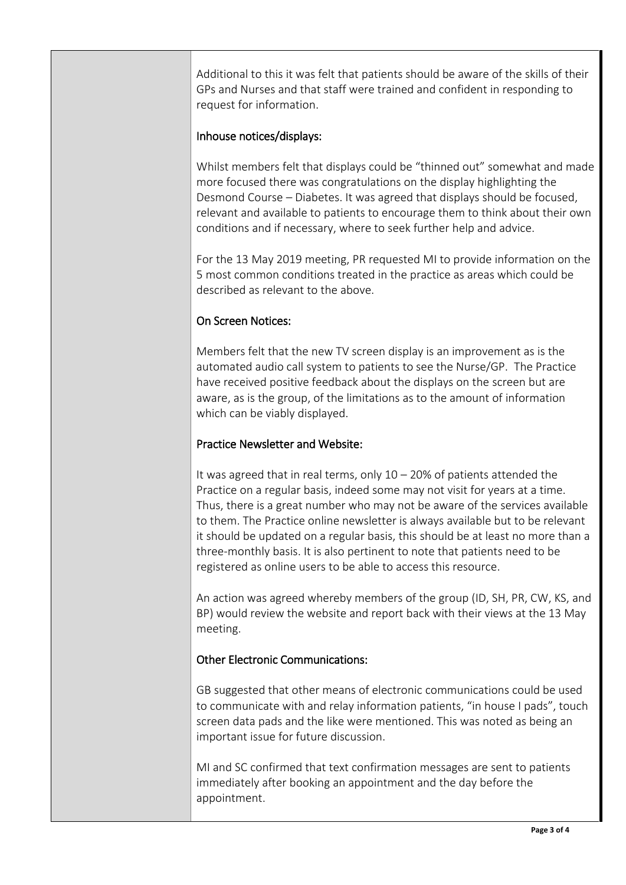Additional to this it was felt that patients should be aware of the skills of their GPs and Nurses and that staff were trained and confident in responding to request for information.

### Inhouse notices/displays:

Whilst members felt that displays could be "thinned out" somewhat and made more focused there was congratulations on the display highlighting the Desmond Course – Diabetes. It was agreed that displays should be focused, relevant and available to patients to encourage them to think about their own conditions and if necessary, where to seek further help and advice.

For the 13 May 2019 meeting, PR requested MI to provide information on the 5 most common conditions treated in the practice as areas which could be described as relevant to the above.

### On Screen Notices:

Members felt that the new TV screen display is an improvement as is the automated audio call system to patients to see the Nurse/GP. The Practice have received positive feedback about the displays on the screen but are aware, as is the group, of the limitations as to the amount of information which can be viably displayed.

### Practice Newsletter and Website:

It was agreed that in real terms, only 10 – 20% of patients attended the Practice on a regular basis, indeed some may not visit for years at a time. Thus, there is a great number who may not be aware of the services available to them. The Practice online newsletter is always available but to be relevant it should be updated on a regular basis, this should be at least no more than a three-monthly basis. It is also pertinent to note that patients need to be registered as online users to be able to access this resource.

An action was agreed whereby members of the group (ID, SH, PR, CW, KS, and BP) would review the website and report back with their views at the 13 May meeting.

### Other Electronic Communications:

GB suggested that other means of electronic communications could be used to communicate with and relay information patients, "in house I pads", touch screen data pads and the like were mentioned. This was noted as being an important issue for future discussion.

MI and SC confirmed that text confirmation messages are sent to patients immediately after booking an appointment and the day before the appointment.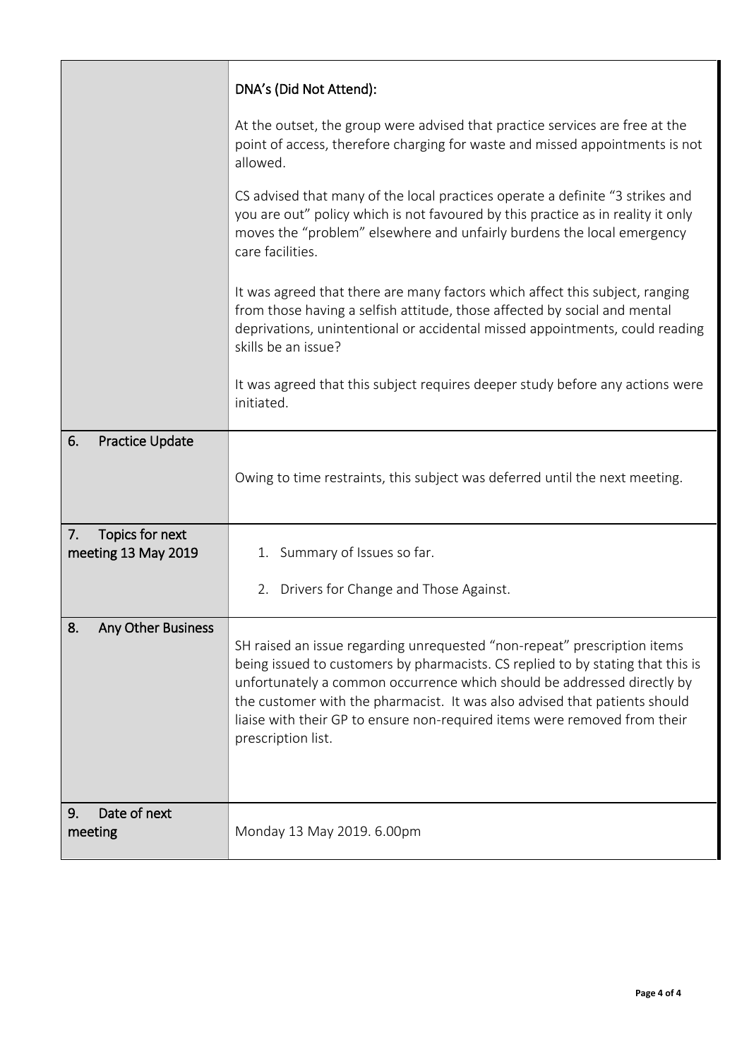| | |
|---|---|
| | **DNA's (Did Not Attend):**<br><br>At the outset, the group were advised that practice services are free at the point of access, therefore charging for waste and missed appointments is not allowed.<br><br>CS advised that many of the local practices operate a definite "3 strikes and you are out" policy which is not favoured by this practice as in reality it only moves the "problem" elsewhere and unfairly burdens the local emergency care facilities.<br><br>It was agreed that there are many factors which affect this subject, ranging from those having a selfish attitude, those affected by social and mental deprivations, unintentional or accidental missed appointments, could reading skills be an issue?<br><br>It was agreed that this subject requires deeper study before any actions were initiated. |
| 6. Practice Update | Owing to time restraints, this subject was deferred until the next meeting. |
| 7. Topics for next meeting 13 May 2019 | 1. Summary of Issues so far.<br>2. Drivers for Change and Those Against. |
| 8. Any Other Business | SH raised an issue regarding unrequested "non-repeat" prescription items being issued to customers by pharmacists. CS replied to by stating that this is unfortunately a common occurrence which should be addressed directly by the customer with the pharmacist. It was also advised that patients should liaise with their GP to ensure non-required items were removed from their prescription list. |
| 9. Date of next meeting | Monday 13 May 2019. 6.00pm |